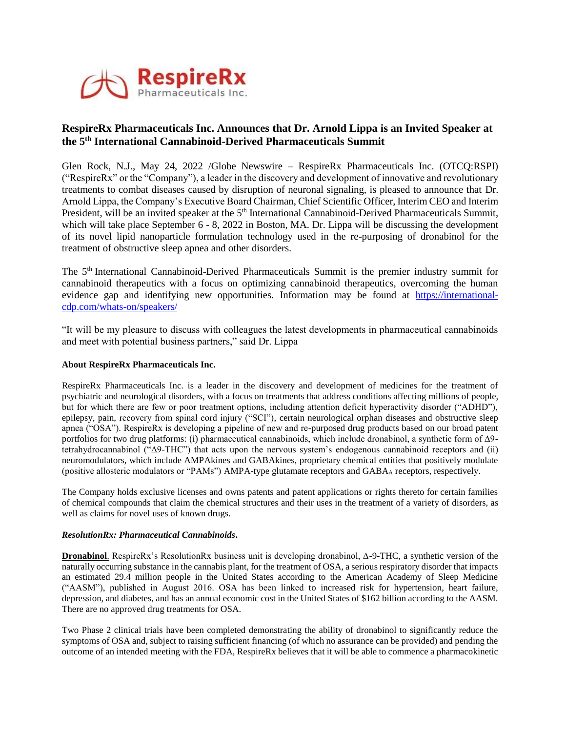RespireRx Pharmaceuticals Inc.

# RespireRx Pharmaceuticals Inc. Announces that Dr. Arnold Lippa is an Invited Speaker at the 5th International Cannabinoid-Derived Pharmaceuticals Summit

Glen Rock, N.J., May 24, 2022 /Globe Newswire – RespireRx Pharmaceuticals Inc. (OTCQ:RSPI) ("RespireRx" or the "Company"), a leader in the discovery and development of innovative and revolutionary treatments to combat diseases caused by disruption of neuronal signaling, is pleased to announce that Dr. Arnold Lippa, the Company's Executive Board Chairman, Chief Scientific Officer, Interim CEO and Interim President, will be an invited speaker at the 5th International Cannabinoid-Derived Pharmaceuticals Summit, which will take place September 6 - 8, 2022 in Boston, MA. Dr. Lippa will be discussing the development of its novel lipid nanoparticle formulation technology used in the re-purposing of dronabinol for the treatment of obstructive sleep apnea and other disorders.

The 5th International Cannabinoid-Derived Pharmaceuticals Summit is the premier industry summit for cannabinoid therapeutics with a focus on optimizing cannabinoid therapeutics, overcoming the human evidence gap and identifying new opportunities. Information may be found at [https://international-cdp.com/whats-on/speakers/](https://international-cdp.com/whats-on/speakers/)

"It will be my pleasure to discuss with colleagues the latest developments in pharmaceutical cannabinoids and meet with potential business partners," said Dr. Lippa

**About RespireRx Pharmaceuticals Inc.**

RespireRx Pharmaceuticals Inc. is a leader in the discovery and development of medicines for the treatment of psychiatric and neurological disorders, with a focus on treatments that address conditions affecting millions of people, but for which there are few or poor treatment options, including attention deficit hyperactivity disorder ("ADHD"), epilepsy, pain, recovery from spinal cord injury ("SCI"), certain neurological orphan diseases and obstructive sleep apnea ("OSA"). RespireRx is developing a pipeline of new and re-purposed drug products based on our broad patent portfolios for two drug platforms: (i) pharmaceutical cannabinoids, which include dronabinol, a synthetic form of Δ9-tetrahydrocannabinol ("Δ9-THC") that acts upon the nervous system's endogenous cannabinoid receptors and (ii) neuromodulators, which include AMPAkines and GABAkines, proprietary chemical entities that positively modulate (positive allosteric modulators or "PAMs") AMPA-type glutamate receptors and $GABA_A$ receptors, respectively.

The Company holds exclusive licenses and owns patents and patent applications or rights thereto for certain families of chemical compounds that claim the chemical structures and their uses in the treatment of a variety of disorders, as well as claims for novel uses of known drugs.

***ResolutionRx: Pharmaceutical Cannabinoids.***

**Dronabinol**. RespireRx's ResolutionRx business unit is developing dronabinol, Δ-9-THC, a synthetic version of the naturally occurring substance in the cannabis plant, for the treatment of OSA, a serious respiratory disorder that impacts an estimated 29.4 million people in the United States according to the American Academy of Sleep Medicine ("AASM"), published in August 2016. OSA has been linked to increased risk for hypertension, heart failure, depression, and diabetes, and has an annual economic cost in the United States of $162 billion according to the AASM. There are no approved drug treatments for OSA.

Two Phase 2 clinical trials have been completed demonstrating the ability of dronabinol to significantly reduce the symptoms of OSA and, subject to raising sufficient financing (of which no assurance can be provided) and pending the outcome of an intended meeting with the FDA, RespireRx believes that it will be able to commence a pharmacokinetic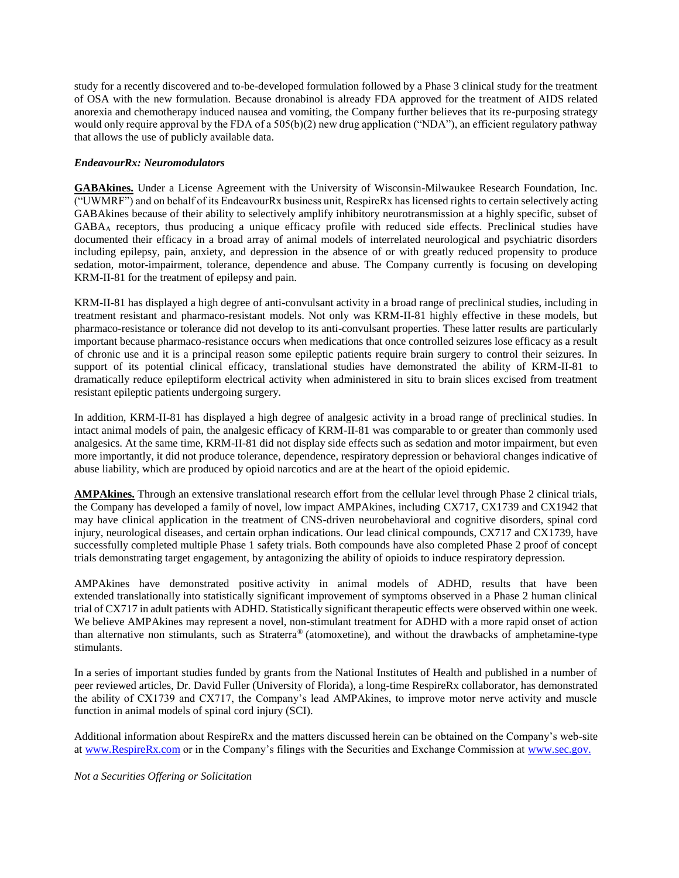study for a recently discovered and to-be-developed formulation followed by a Phase 3 clinical study for the treatment of OSA with the new formulation. Because dronabinol is already FDA approved for the treatment of AIDS related anorexia and chemotherapy induced nausea and vomiting, the Company further believes that its re-purposing strategy would only require approval by the FDA of a 505(b)(2) new drug application ("NDA"), an efficient regulatory pathway that allows the use of publicly available data.

***EndeavourRx: Neuromodulators***

**GABAkines.** Under a License Agreement with the University of Wisconsin-Milwaukee Research Foundation, Inc. ("UWMRF") and on behalf of its EndeavourRx business unit, RespireRx has licensed rights to certain selectively acting GABAkines because of their ability to selectively amplify inhibitory neurotransmission at a highly specific, subset of $GABA_A$ receptors, thus producing a unique efficacy profile with reduced side effects. Preclinical studies have documented their efficacy in a broad array of animal models of interrelated neurological and psychiatric disorders including epilepsy, pain, anxiety, and depression in the absence of or with greatly reduced propensity to produce sedation, motor-impairment, tolerance, dependence and abuse. The Company currently is focusing on developing KRM-II-81 for the treatment of epilepsy and pain.

KRM-II-81 has displayed a high degree of anti-convulsant activity in a broad range of preclinical studies, including in treatment resistant and pharmaco-resistant models. Not only was KRM-II-81 highly effective in these models, but pharmaco-resistance or tolerance did not develop to its anti-convulsant properties. These latter results are particularly important because pharmaco-resistance occurs when medications that once controlled seizures lose efficacy as a result of chronic use and it is a principal reason some epileptic patients require brain surgery to control their seizures. In support of its potential clinical efficacy, translational studies have demonstrated the ability of KRM-II-81 to dramatically reduce epileptiform electrical activity when administered in situ to brain slices excised from treatment resistant epileptic patients undergoing surgery.

In addition, KRM-II-81 has displayed a high degree of analgesic activity in a broad range of preclinical studies. In intact animal models of pain, the analgesic efficacy of KRM-II-81 was comparable to or greater than commonly used analgesics. At the same time, KRM-II-81 did not display side effects such as sedation and motor impairment, but even more importantly, it did not produce tolerance, dependence, respiratory depression or behavioral changes indicative of abuse liability, which are produced by opioid narcotics and are at the heart of the opioid epidemic.

**AMPAkines.** Through an extensive translational research effort from the cellular level through Phase 2 clinical trials, the Company has developed a family of novel, low impact AMPAkines, including CX717, CX1739 and CX1942 that may have clinical application in the treatment of CNS-driven neurobehavioral and cognitive disorders, spinal cord injury, neurological diseases, and certain orphan indications. Our lead clinical compounds, CX717 and CX1739, have successfully completed multiple Phase 1 safety trials. Both compounds have also completed Phase 2 proof of concept trials demonstrating target engagement, by antagonizing the ability of opioids to induce respiratory depression.

AMPAkines have demonstrated positive activity in animal models of ADHD, results that have been extended translationally into statistically significant improvement of symptoms observed in a Phase 2 human clinical trial of CX717 in adult patients with ADHD. Statistically significant therapeutic effects were observed within one week. We believe AMPAkines may represent a novel, non-stimulant treatment for ADHD with a more rapid onset of action than alternative non stimulants, such as Strattera® (atomoxetine), and without the drawbacks of amphetamine-type stimulants.

In a series of important studies funded by grants from the National Institutes of Health and published in a number of peer reviewed articles, Dr. David Fuller (University of Florida), a long-time RespireRx collaborator, has demonstrated the ability of CX1739 and CX717, the Company's lead AMPAkines, to improve motor nerve activity and muscle function in animal models of spinal cord injury (SCI).

Additional information about RespireRx and the matters discussed herein can be obtained on the Company's web-site at www.RespireRx.com or in the Company's filings with the Securities and Exchange Commission at www.sec.gov.

*Not a Securities Offering or Solicitation*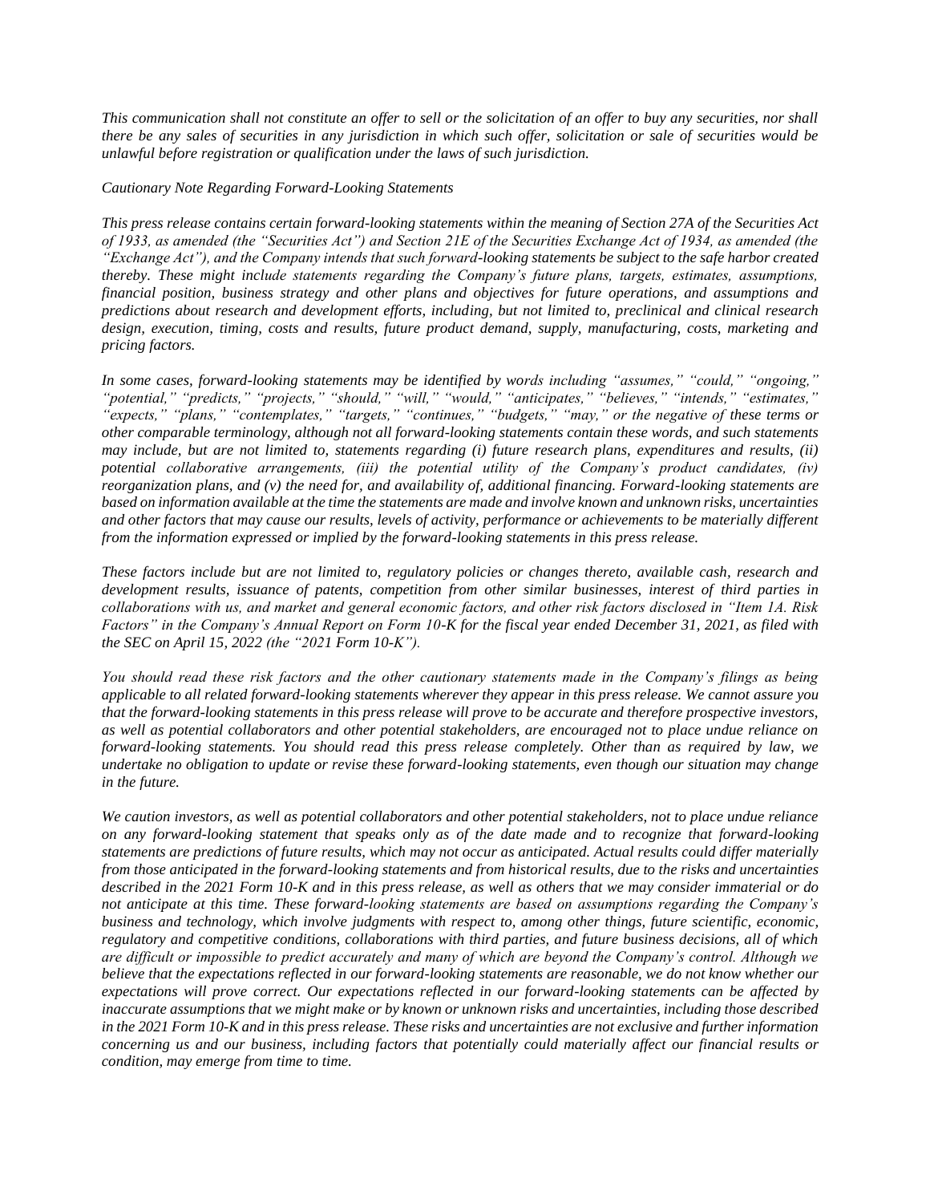*This communication shall not constitute an offer to sell or the solicitation of an offer to buy any securities, nor shall there be any sales of securities in any jurisdiction in which such offer, solicitation or sale of securities would be unlawful before registration or qualification under the laws of such jurisdiction.*

*Cautionary Note Regarding Forward-Looking Statements*

*This press release contains certain forward-looking statements within the meaning of Section 27A of the Securities Act of 1933, as amended (the "Securities Act") and Section 21E of the Securities Exchange Act of 1934, as amended (the "Exchange Act"), and the Company intends that such forward-looking statements be subject to the safe harbor created thereby. These might include statements regarding the Company's future plans, targets, estimates, assumptions, financial position, business strategy and other plans and objectives for future operations, and assumptions and predictions about research and development efforts, including, but not limited to, preclinical and clinical research design, execution, timing, costs and results, future product demand, supply, manufacturing, costs, marketing and pricing factors.*

*In some cases, forward-looking statements may be identified by words including "assumes," "could," "ongoing," "potential," "predicts," "projects," "should," "will," "would," "anticipates," "believes," "intends," "estimates," "expects," "plans," "contemplates," "targets," "continues," "budgets," "may," or the negative of these terms or other comparable terminology, although not all forward-looking statements contain these words, and such statements may include, but are not limited to, statements regarding (i) future research plans, expenditures and results, (ii) potential collaborative arrangements, (iii) the potential utility of the Company's product candidates, (iv) reorganization plans, and (v) the need for, and availability of, additional financing. Forward-looking statements are based on information available at the time the statements are made and involve known and unknown risks, uncertainties and other factors that may cause our results, levels of activity, performance or achievements to be materially different from the information expressed or implied by the forward-looking statements in this press release.*

*These factors include but are not limited to, regulatory policies or changes thereto, available cash, research and development results, issuance of patents, competition from other similar businesses, interest of third parties in collaborations with us, and market and general economic factors, and other risk factors disclosed in "Item 1A. Risk Factors" in the Company's Annual Report on Form 10-K for the fiscal year ended December 31, 2021, as filed with the SEC on April 15, 2022 (the "2021 Form 10-K").*

*You should read these risk factors and the other cautionary statements made in the Company's filings as being applicable to all related forward-looking statements wherever they appear in this press release. We cannot assure you that the forward-looking statements in this press release will prove to be accurate and therefore prospective investors, as well as potential collaborators and other potential stakeholders, are encouraged not to place undue reliance on forward-looking statements. You should read this press release completely. Other than as required by law, we undertake no obligation to update or revise these forward-looking statements, even though our situation may change in the future.*

*We caution investors, as well as potential collaborators and other potential stakeholders, not to place undue reliance on any forward-looking statement that speaks only as of the date made and to recognize that forward-looking statements are predictions of future results, which may not occur as anticipated. Actual results could differ materially from those anticipated in the forward-looking statements and from historical results, due to the risks and uncertainties described in the 2021 Form 10-K and in this press release, as well as others that we may consider immaterial or do not anticipate at this time. These forward-looking statements are based on assumptions regarding the Company's business and technology, which involve judgments with respect to, among other things, future scientific, economic, regulatory and competitive conditions, collaborations with third parties, and future business decisions, all of which are difficult or impossible to predict accurately and many of which are beyond the Company's control. Although we believe that the expectations reflected in our forward-looking statements are reasonable, we do not know whether our expectations will prove correct. Our expectations reflected in our forward-looking statements can be affected by inaccurate assumptions that we might make or by known or unknown risks and uncertainties, including those described in the 2021 Form 10-K and in this press release. These risks and uncertainties are not exclusive and further information concerning us and our business, including factors that potentially could materially affect our financial results or condition, may emerge from time to time.*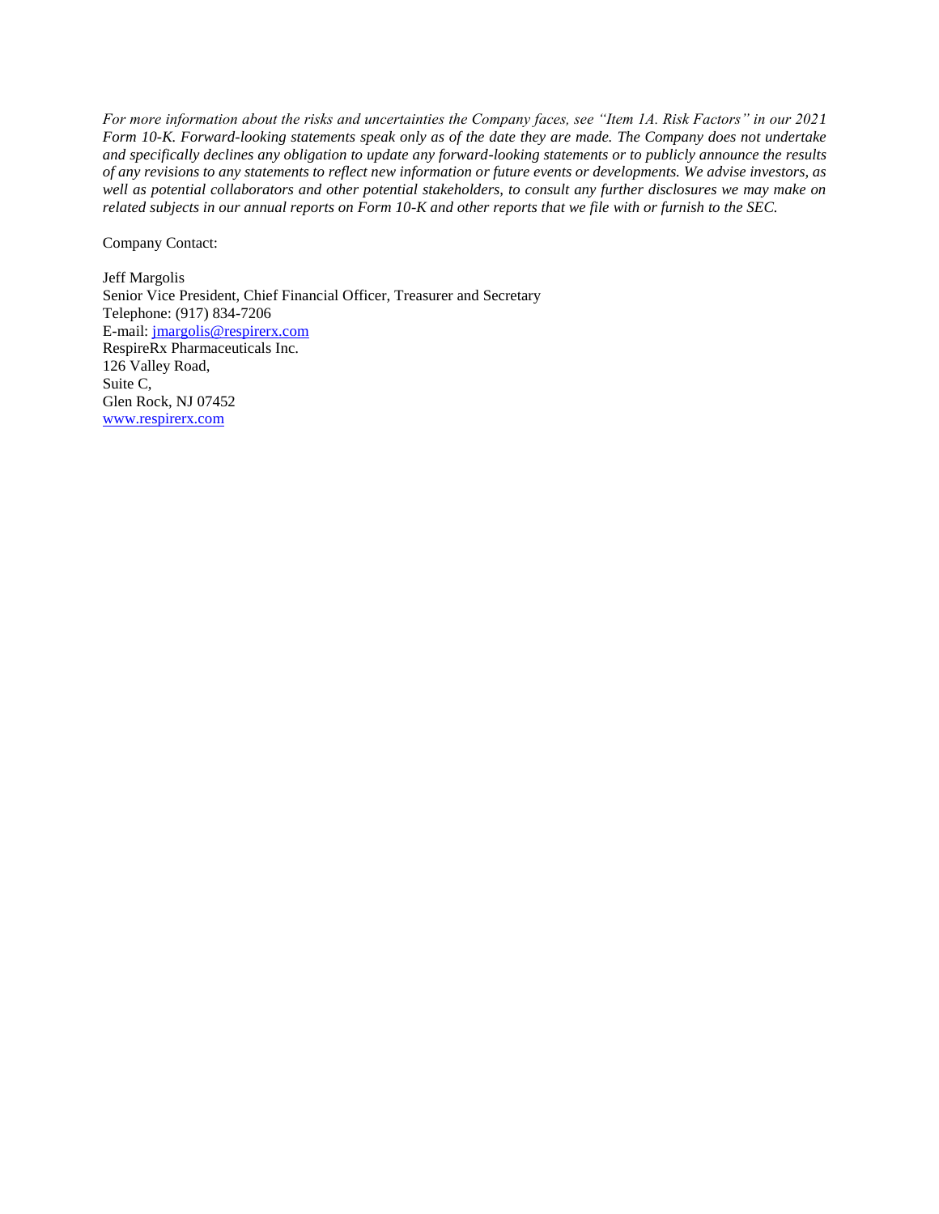*For more information about the risks and uncertainties the Company faces, see "Item 1A. Risk Factors" in our 2021 Form 10-K. Forward-looking statements speak only as of the date they are made. The Company does not undertake and specifically declines any obligation to update any forward-looking statements or to publicly announce the results of any revisions to any statements to reflect new information or future events or developments. We advise investors, as well as potential collaborators and other potential stakeholders, to consult any further disclosures we may make on related subjects in our annual reports on Form 10-K and other reports that we file with or furnish to the SEC.*

Company Contact:

Jeff Margolis
Senior Vice President, Chief Financial Officer, Treasurer and Secretary
Telephone: (917) 834-7206
E-mail: jmargolis@respirerx.com
RespireRx Pharmaceuticals Inc.
126 Valley Road,
Suite C,
Glen Rock, NJ 07452
www.respirerx.com